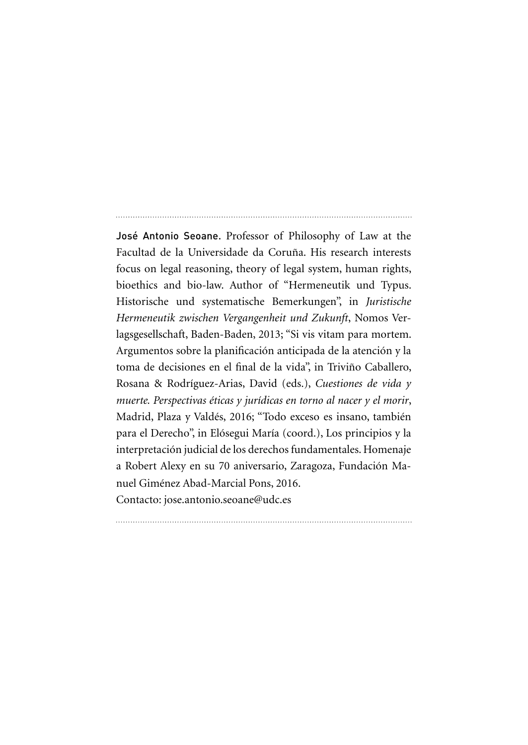**José Antonio Seoane.** Professor of Philosophy of Law at the Facultad de la Universidade da Coruña. His research interests focus on legal reasoning, theory of legal system, human rights, bioethics and bio-law. Author of "Hermeneutik und Typus. Historische und systematische Bemerkungen", in *Juristische Hermeneutik zwischen Vergangenheit und Zukunft*, Nomos Verlagsgesellschaft, Baden-Baden, 2013; "Si vis vitam para mortem. Argumentos sobre la planificación anticipada de la atención y la toma de decisiones en el final de la vida", in Triviño Caballero, Rosana & Rodríguez-Arias, David (eds.), *Cuestiones de vida y muerte. Perspectivas éticas y jurídicas en torno al nacer y el morir*, Madrid, Plaza y Valdés, 2016; "Todo exceso es insano, también para el Derecho", in Elósegui María (coord.), Los principios y la interpretación judicial de los derechos fundamentales. Homenaje a Robert Alexy en su 70 aniversario, Zaragoza, Fundación Manuel Giménez Abad-Marcial Pons, 2016.

Contacto: jose.antonio.seoane@udc.es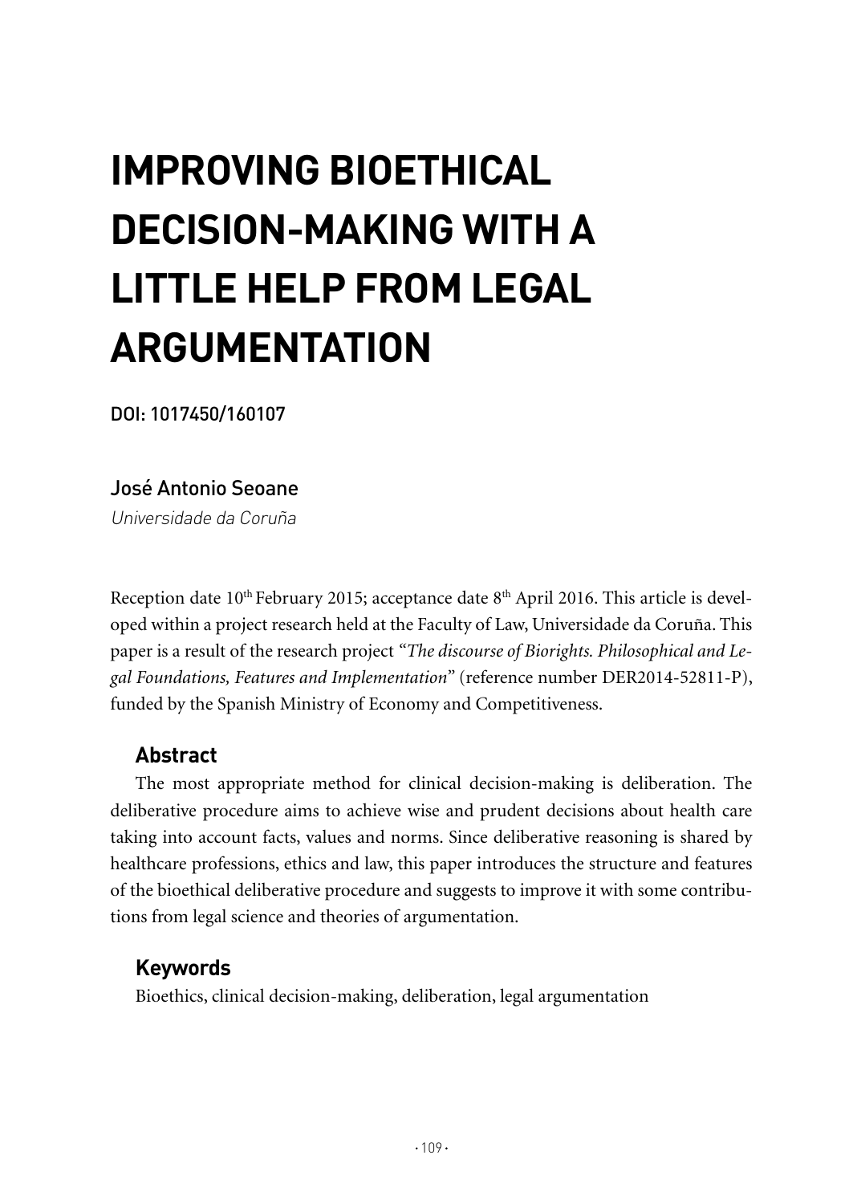# IMPROVING BIOETHICAL DECISION-MAKING WITH A LITTLE HELP FROM LEGAL ARGUMENTATION

**DOI: 1017450/160107**

José Antonio Seoane

*Universidade da Coruña*

Reception date 10th February 2015; acceptance date 8th April 2016. This article is developed within a project research held at the Faculty of Law, Universidade da Coruña. This paper is a result of the research project "*The discourse of Biorights. Philosophical and Legal Foundations, Features and Implementation*" (reference number DER2014-52811-P), funded by the Spanish Ministry of Economy and Competitiveness.

## Abstract

The most appropriate method for clinical decision-making is deliberation. The deliberative procedure aims to achieve wise and prudent decisions about health care taking into account facts, values and norms. Since deliberative reasoning is shared by healthcare professions, ethics and law, this paper introduces the structure and features of the bioethical deliberative procedure and suggests to improve it with some contributions from legal science and theories of argumentation.

## Keywords

Bioethics, clinical decision-making, deliberation, legal argumentation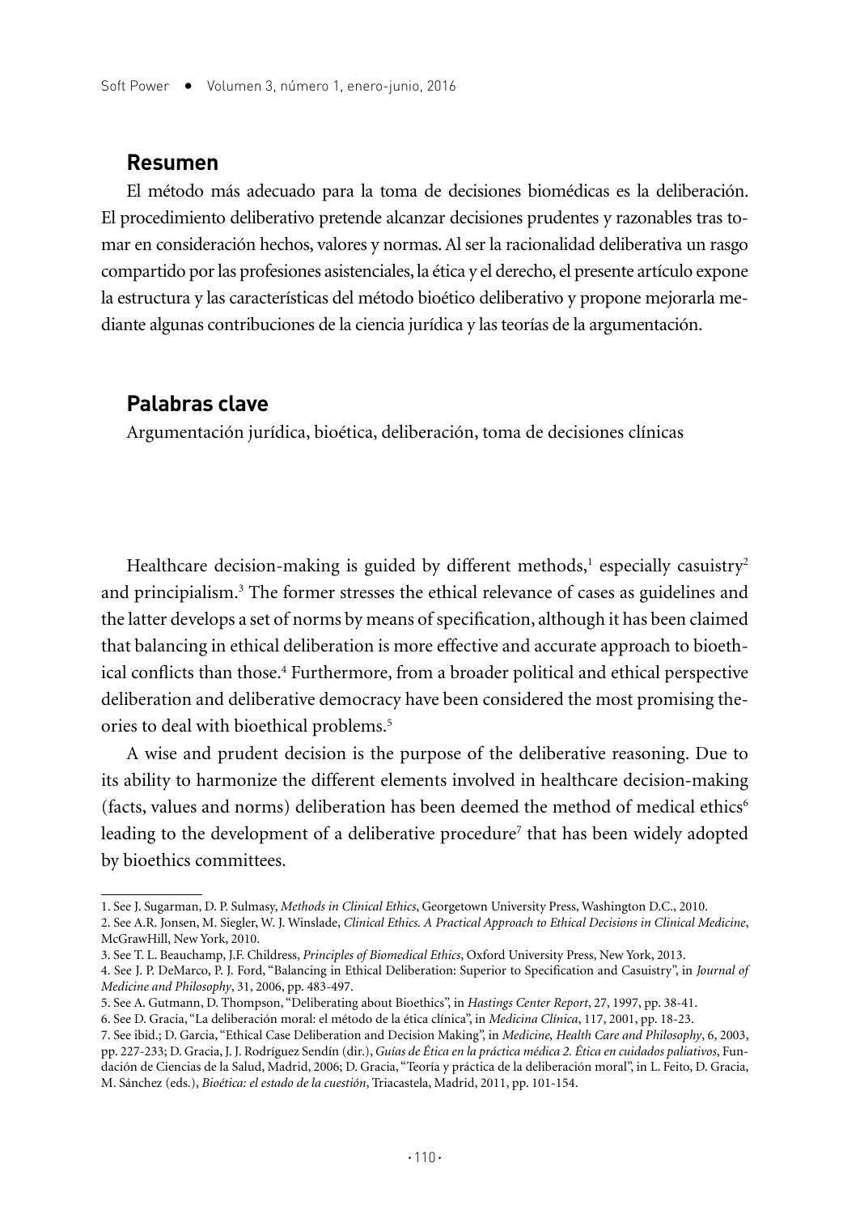## Resumen

El método más adecuado para la toma de decisiones biomédicas es la deliberación. El procedimiento deliberativo pretende alcanzar decisiones prudentes y razonables tras tomar en consideración hechos, valores y normas. Al ser la racionalidad deliberativa un rasgo compartido por las profesiones asistenciales, la ética y el derecho, el presente artículo expone la estructura y las características del método bioético deliberativo y propone mejorarla mediante algunas contribuciones de la ciencia jurídica y las teorías de la argumentación.

## Palabras clave

Argumentación jurídica, bioética, deliberación, toma de decisiones clínicas

Healthcare decision-making is guided by different methods,[1] especially casuistry[2] and principialism.[3] The former stresses the ethical relevance of cases as guidelines and the latter develops a set of norms by means of specification, although it has been claimed that balancing in ethical deliberation is more effective and accurate approach to bioethical conflicts than those.[4] Furthermore, from a broader political and ethical perspective deliberation and deliberative democracy have been considered the most promising theories to deal with bioethical problems.[5]

A wise and prudent decision is the purpose of the deliberative reasoning. Due to its ability to harmonize the different elements involved in healthcare decision-making (facts, values and norms) deliberation has been deemed the method of medical ethics[6] leading to the development of a deliberative procedure[7] that has been widely adopted by bioethics committees.

---

1. See J. Sugarman, D. P. Sulmasy, *Methods in Clinical Ethics*, Georgetown University Press, Washington D.C., 2010.
2. See A.R. Jonsen, M. Siegler, W. J. Winslade, *Clinical Ethics. A Practical Approach to Ethical Decisions in Clinical Medicine*, McGrawHill, New York, 2010.
3. See T. L. Beauchamp, J.F. Childress, *Principles of Biomedical Ethics*, Oxford University Press, New York, 2013.
4. See J. P. DeMarco, P. J. Ford, "Balancing in Ethical Deliberation: Superior to Specification and Casuistry", in *Journal of Medicine and Philosophy*, 31, 2006, pp. 483-497.
5. See A. Gutmann, D. Thompson, "Deliberating about Bioethics", in *Hastings Center Report*, 27, 1997, pp. 38-41.
6. See D. Gracia, "La deliberación moral: el método de la ética clínica", in *Medicina Clínica*, 117, 2001, pp. 18-23.
7. See ibid.; D. Garcia, "Ethical Case Deliberation and Decision Making", in *Medicine, Health Care and Philosophy*, 6, 2003, pp. 227-233; D. Gracia, J. J. Rodríguez Sendín (dir.), *Guías de Ética en la práctica médica 2. Ética en cuidados paliativos*, Fundación de Ciencias de la Salud, Madrid, 2006; D. Gracia, "Teoría y práctica de la deliberación moral", in L. Feito, D. Gracia, M. Sánchez (eds.), *Bioética: el estado de la cuestión*, Triacastela, Madrid, 2011, pp. 101-154.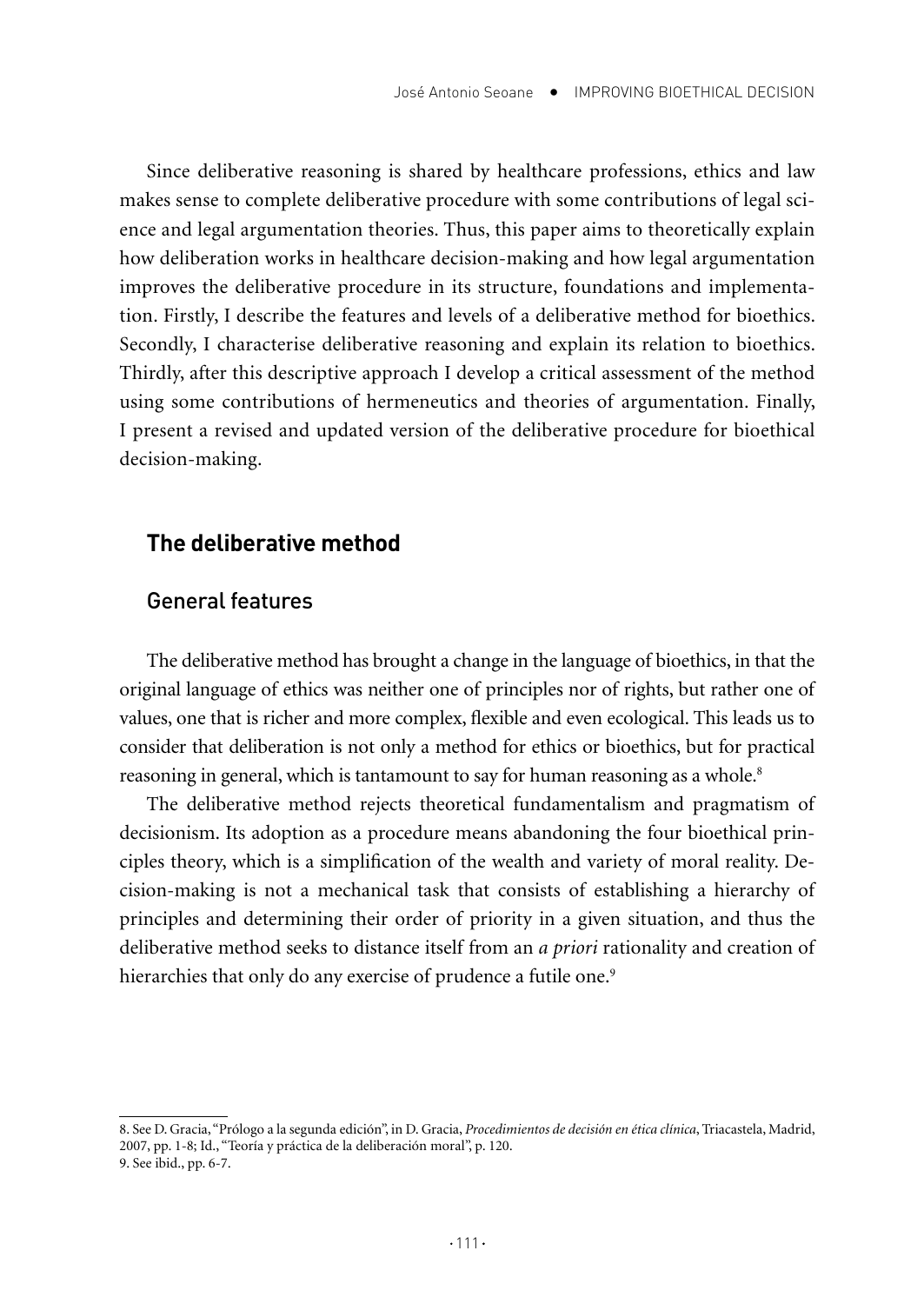Since deliberative reasoning is shared by healthcare professions, ethics and law makes sense to complete deliberative procedure with some contributions of legal science and legal argumentation theories. Thus, this paper aims to theoretically explain how deliberation works in healthcare decision-making and how legal argumentation improves the deliberative procedure in its structure, foundations and implementation. Firstly, I describe the features and levels of a deliberative method for bioethics. Secondly, I characterise deliberative reasoning and explain its relation to bioethics. Thirdly, after this descriptive approach I develop a critical assessment of the method using some contributions of hermeneutics and theories of argumentation. Finally, I present a revised and updated version of the deliberative procedure for bioethical decision-making.

## The deliberative method

### General features

The deliberative method has brought a change in the language of bioethics, in that the original language of ethics was neither one of principles nor of rights, but rather one of values, one that is richer and more complex, flexible and even ecological. This leads us to consider that deliberation is not only a method for ethics or bioethics, but for practical reasoning in general, which is tantamount to say for human reasoning as a whole.[8]

The deliberative method rejects theoretical fundamentalism and pragmatism of decisionism. Its adoption as a procedure means abandoning the four bioethical principles theory, which is a simplification of the wealth and variety of moral reality. Decision-making is not a mechanical task that consists of establishing a hierarchy of principles and determining their order of priority in a given situation, and thus the deliberative method seeks to distance itself from an *a priori* rationality and creation of hierarchies that only do any exercise of prudence a futile one.[9]

---

8. See D. Gracia, "Prólogo a la segunda edición", in D. Gracia, *Procedimientos de decisión en ética clínica*, Triacastela, Madrid, 2007, pp. 1-8; Id., "Teoría y práctica de la deliberación moral", p. 120.

9. See ibid., pp. 6-7.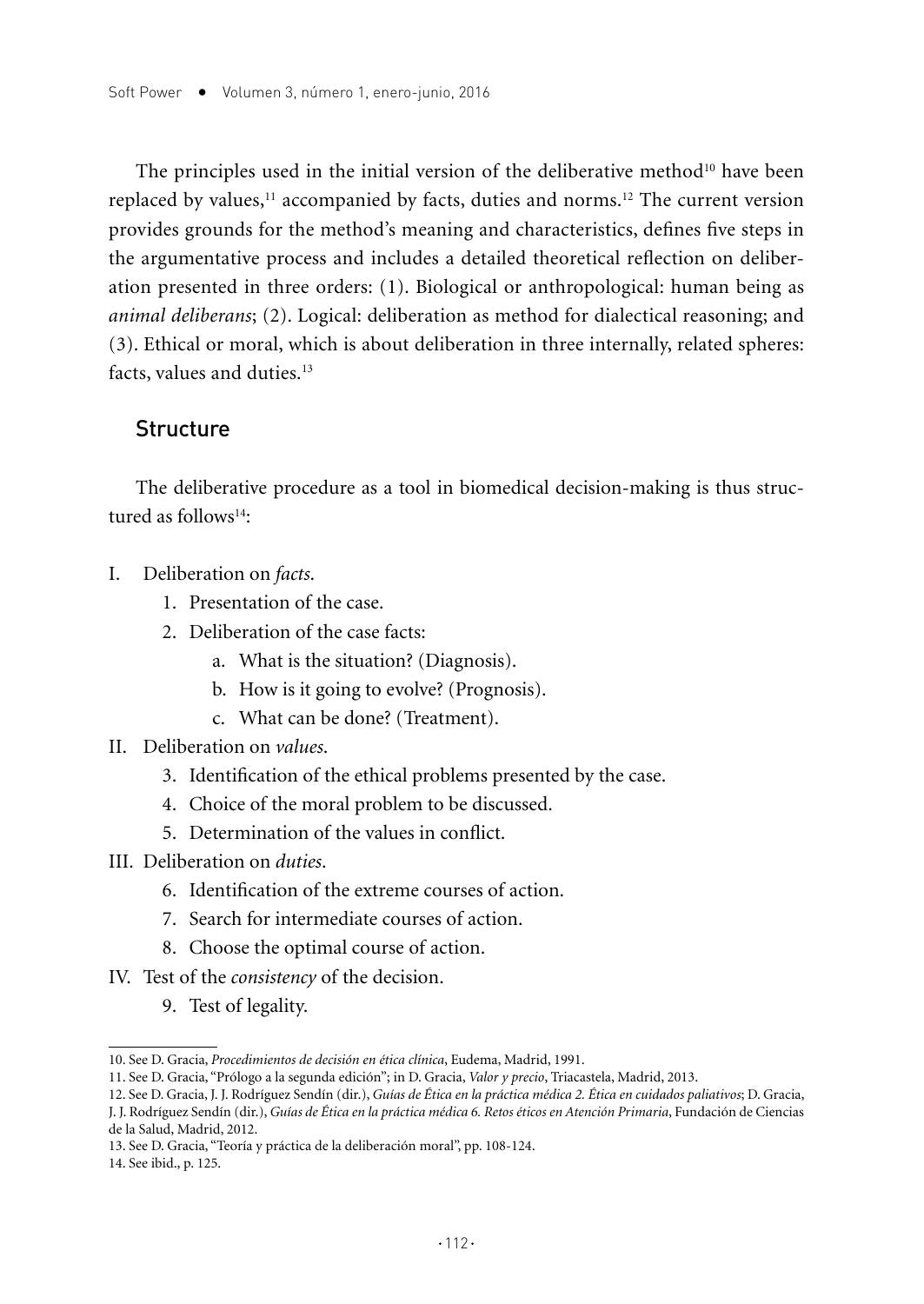The principles used in the initial version of the deliberative method[10] have been replaced by values,[11] accompanied by facts, duties and norms.[12] The current version provides grounds for the method's meaning and characteristics, defines five steps in the argumentative process and includes a detailed theoretical reflection on deliberation presented in three orders: (1). Biological or anthropological: human being as *animal deliberans*; (2). Logical: deliberation as method for dialectical reasoning; and (3). Ethical or moral, which is about deliberation in three internally, related spheres: facts, values and duties.[13]

## Structure

The deliberative procedure as a tool in biomedical decision-making is thus structured as follows[14]:

I. Deliberation on *facts*.
   1. Presentation of the case.
   2. Deliberation of the case facts:
      a. What is the situation? (Diagnosis).
      b. How is it going to evolve? (Prognosis).
      c. What can be done? (Treatment).

II. Deliberation on *values*.
   3. Identification of the ethical problems presented by the case.
   4. Choice of the moral problem to be discussed.
   5. Determination of the values in conflict.

III. Deliberation on *duties*.
   6. Identification of the extreme courses of action.
   7. Search for intermediate courses of action.
   8. Choose the optimal course of action.

IV. Test of the *consistency* of the decision.
   9. Test of legality.

---

10. See D. Gracia, *Procedimientos de decisión en ética clínica*, Eudema, Madrid, 1991.

11. See D. Gracia, "Prólogo a la segunda edición"; in D. Gracia, *Valor y precio*, Triacastela, Madrid, 2013.

12. See D. Gracia, J. J. Rodríguez Sendín (dir.), *Guías de Ética en la práctica médica 2. Ética en cuidados paliativos*; D. Gracia, J. J. Rodríguez Sendín (dir.), *Guías de Ética en la práctica médica 6. Retos éticos en Atención Primaria*, Fundación de Ciencias de la Salud, Madrid, 2012.

13. See D. Gracia, "Teoría y práctica de la deliberación moral", pp. 108-124.

14. See ibid., p. 125.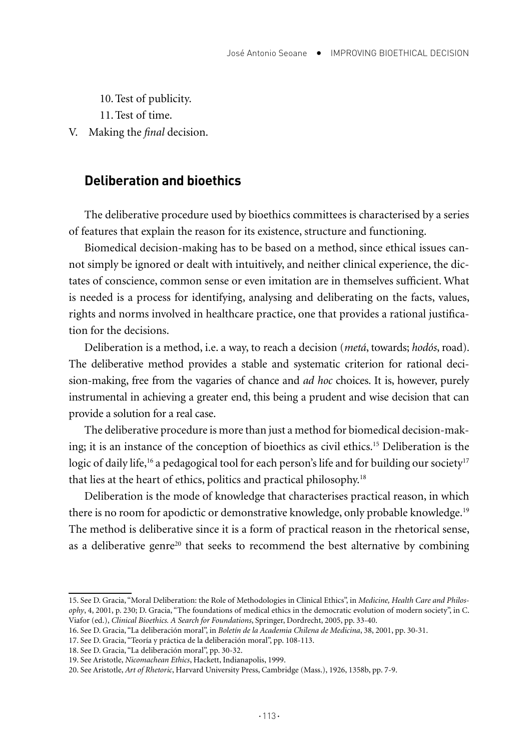10. Test of publicity.
11. Test of time.

V. Making the *final* decision.

## Deliberation and bioethics

The deliberative procedure used by bioethics committees is characterised by a series of features that explain the reason for its existence, structure and functioning.

Biomedical decision-making has to be based on a method, since ethical issues cannot simply be ignored or dealt with intuitively, and neither clinical experience, the dictates of conscience, common sense or even imitation are in themselves sufficient. What is needed is a process for identifying, analysing and deliberating on the facts, values, rights and norms involved in healthcare practice, one that provides a rational justification for the decisions.

Deliberation is a method, i.e. a way, to reach a decision (*metá*, towards; *hodós*, road). The deliberative method provides a stable and systematic criterion for rational decision-making, free from the vagaries of chance and *ad hoc* choices. It is, however, purely instrumental in achieving a greater end, this being a prudent and wise decision that can provide a solution for a real case.

The deliberative procedure is more than just a method for biomedical decision-making; it is an instance of the conception of bioethics as civil ethics.[15] Deliberation is the logic of daily life,[16] a pedagogical tool for each person's life and for building our society[17] that lies at the heart of ethics, politics and practical philosophy.[18]

Deliberation is the mode of knowledge that characterises practical reason, in which there is no room for apodictic or demonstrative knowledge, only probable knowledge.[19] The method is deliberative since it is a form of practical reason in the rhetorical sense, as a deliberative genre[20] that seeks to recommend the best alternative by combining

15. See D. Gracia, "Moral Deliberation: the Role of Methodologies in Clinical Ethics", in *Medicine, Health Care and Philosophy*, 4, 2001, p. 230; D. Gracia, "The foundations of medical ethics in the democratic evolution of modern society", in C. Viafor (ed.), *Clinical Bioethics. A Search for Foundations*, Springer, Dordrecht, 2005, pp. 33-40.
16. See D. Gracia, "La deliberación moral", in *Boletín de la Academia Chilena de Medicina*, 38, 2001, pp. 30-31.
17. See D. Gracia, "Teoría y práctica de la deliberación moral", pp. 108-113.
18. See D. Gracia, "La deliberación moral", pp. 30-32.
19. See Aristotle, *Nicomachean Ethics*, Hackett, Indianapolis, 1999.
20. See Aristotle, *Art of Rhetoric*, Harvard University Press, Cambridge (Mass.), 1926, 1358b, pp. 7-9.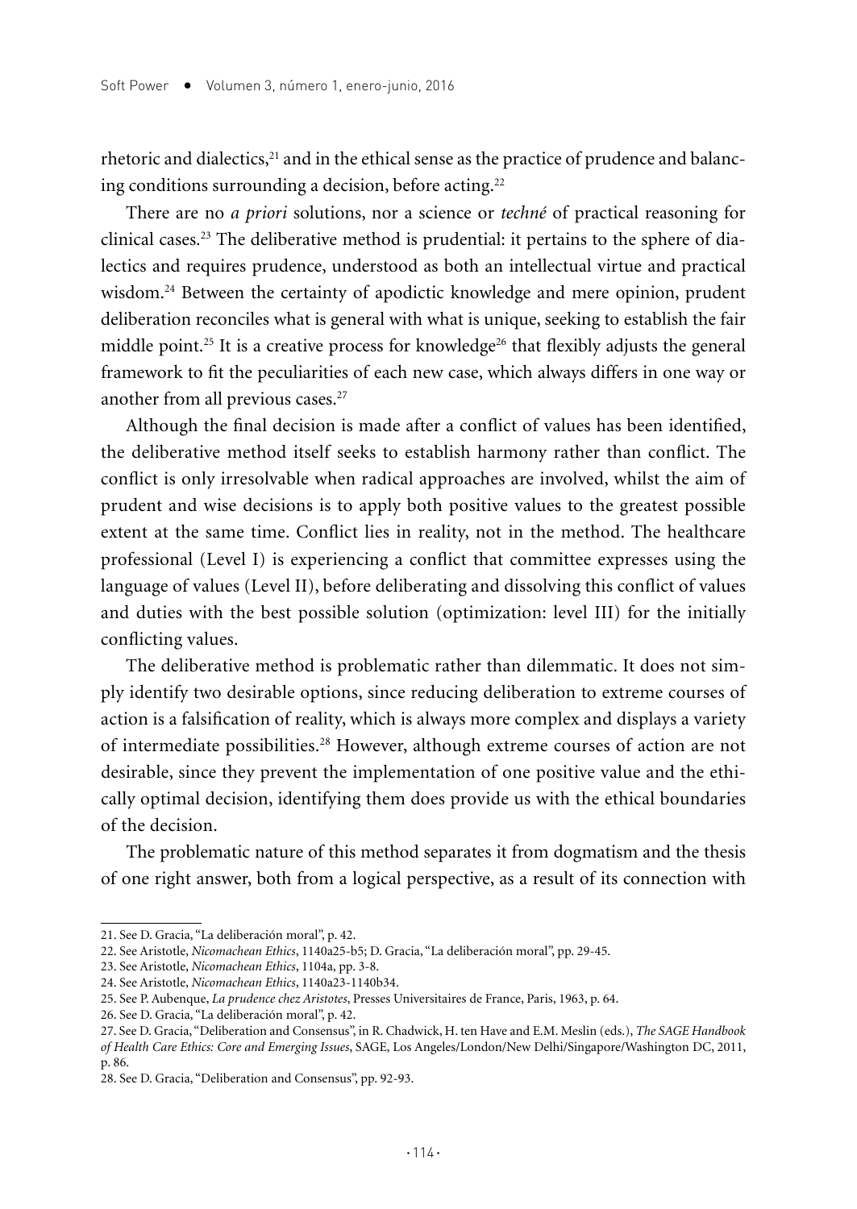rhetoric and dialectics,[21] and in the ethical sense as the practice of prudence and balancing conditions surrounding a decision, before acting.[22]

There are no *a priori* solutions, nor a science or *techné* of practical reasoning for clinical cases.[23] The deliberative method is prudential: it pertains to the sphere of dialectics and requires prudence, understood as both an intellectual virtue and practical wisdom.[24] Between the certainty of apodictic knowledge and mere opinion, prudent deliberation reconciles what is general with what is unique, seeking to establish the fair middle point.[25] It is a creative process for knowledge[26] that flexibly adjusts the general framework to fit the peculiarities of each new case, which always differs in one way or another from all previous cases.[27]

Although the final decision is made after a conflict of values has been identified, the deliberative method itself seeks to establish harmony rather than conflict. The conflict is only irresolvable when radical approaches are involved, whilst the aim of prudent and wise decisions is to apply both positive values to the greatest possible extent at the same time. Conflict lies in reality, not in the method. The healthcare professional (Level I) is experiencing a conflict that committee expresses using the language of values (Level II), before deliberating and dissolving this conflict of values and duties with the best possible solution (optimization: level III) for the initially conflicting values.

The deliberative method is problematic rather than dilemmatic. It does not simply identify two desirable options, since reducing deliberation to extreme courses of action is a falsification of reality, which is always more complex and displays a variety of intermediate possibilities.[28] However, although extreme courses of action are not desirable, since they prevent the implementation of one positive value and the ethically optimal decision, identifying them does provide us with the ethical boundaries of the decision.

The problematic nature of this method separates it from dogmatism and the thesis of one right answer, both from a logical perspective, as a result of its connection with

---

21. See D. Gracia, "La deliberación moral", p. 42.
22. See Aristotle, *Nicomachean Ethics*, 1140a25-b5; D. Gracia, "La deliberación moral", pp. 29-45.
23. See Aristotle, *Nicomachean Ethics*, 1104a, pp. 3-8.
24. See Aristotle, *Nicomachean Ethics*, 1140a23-1140b34.
25. See P. Aubenque, *La prudence chez Aristotes*, Presses Universitaires de France, Paris, 1963, p. 64.
26. See D. Gracia, "La deliberación moral", p. 42.
27. See D. Gracia, "Deliberation and Consensus", in R. Chadwick, H. ten Have and E.M. Meslin (eds.), *The SAGE Handbook of Health Care Ethics: Core and Emerging Issues*, SAGE, Los Angeles/London/New Delhi/Singapore/Washington DC, 2011, p. 86.
28. See D. Gracia, "Deliberation and Consensus", pp. 92-93.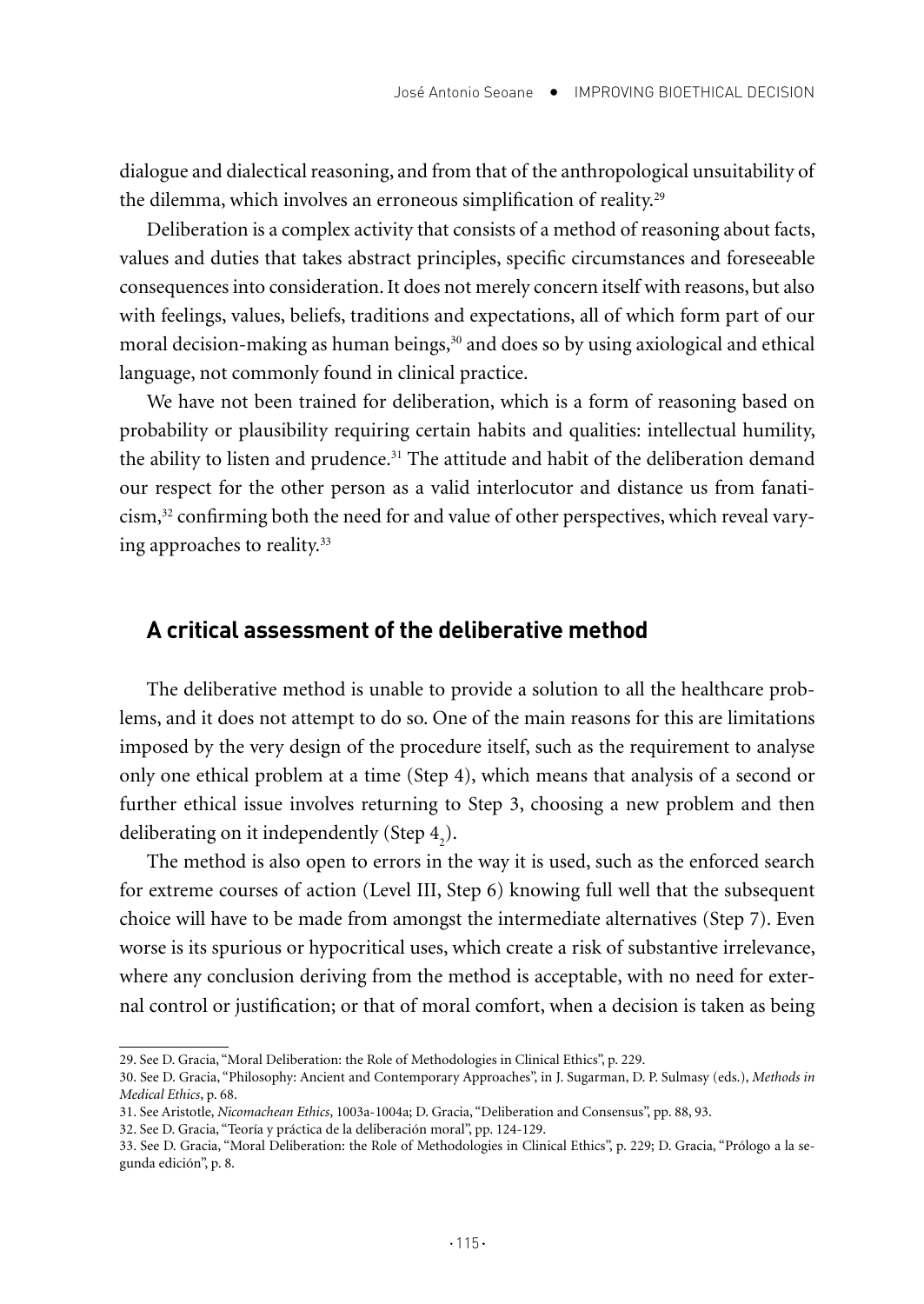dialogue and dialectical reasoning, and from that of the anthropological unsuitability of the dilemma, which involves an erroneous simplification of reality.[29]

Deliberation is a complex activity that consists of a method of reasoning about facts, values and duties that takes abstract principles, specific circumstances and foreseeable consequences into consideration. It does not merely concern itself with reasons, but also with feelings, values, beliefs, traditions and expectations, all of which form part of our moral decision-making as human beings,[30] and does so by using axiological and ethical language, not commonly found in clinical practice.

We have not been trained for deliberation, which is a form of reasoning based on probability or plausibility requiring certain habits and qualities: intellectual humility, the ability to listen and prudence.[31] The attitude and habit of the deliberation demand our respect for the other person as a valid interlocutor and distance us from fanaticism,[32] confirming both the need for and value of other perspectives, which reveal varying approaches to reality.[33]

## A critical assessment of the deliberative method

The deliberative method is unable to provide a solution to all the healthcare problems, and it does not attempt to do so. One of the main reasons for this are limitations imposed by the very design of the procedure itself, such as the requirement to analyse only one ethical problem at a time (Step 4), which means that analysis of a second or further ethical issue involves returning to Step 3, choosing a new problem and then deliberating on it independently (Step $4_2$).

The method is also open to errors in the way it is used, such as the enforced search for extreme courses of action (Level III, Step 6) knowing full well that the subsequent choice will have to be made from amongst the intermediate alternatives (Step 7). Even worse is its spurious or hypocritical uses, which create a risk of substantive irrelevance, where any conclusion deriving from the method is acceptable, with no need for external control or justification; or that of moral comfort, when a decision is taken as being

29. See D. Gracia, "Moral Deliberation: the Role of Methodologies in Clinical Ethics", p. 229.

30. See D. Gracia, "Philosophy: Ancient and Contemporary Approaches", in J. Sugarman, D. P. Sulmasy (eds.), *Methods in Medical Ethics*, p. 68.

31. See Aristotle, *Nicomachean Ethics*, 1003a-1004a; D. Gracia, "Deliberation and Consensus", pp. 88, 93.

32. See D. Gracia, "Teoría y práctica de la deliberación moral", pp. 124-129.

33. See D. Gracia, "Moral Deliberation: the Role of Methodologies in Clinical Ethics", p. 229; D. Gracia, "Prólogo a la segunda edición", p. 8.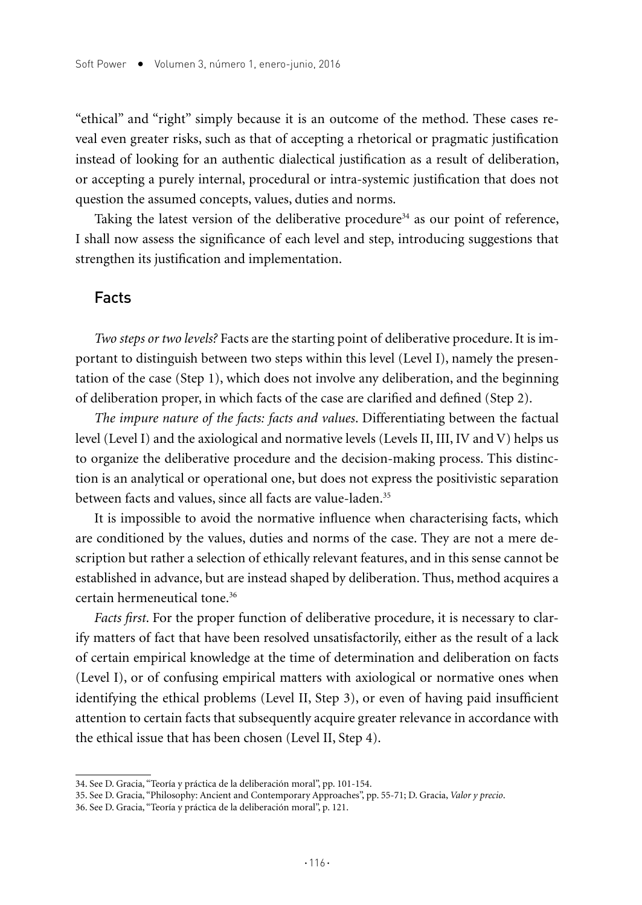"ethical" and "right" simply because it is an outcome of the method. These cases reveal even greater risks, such as that of accepting a rhetorical or pragmatic justification instead of looking for an authentic dialectical justification as a result of deliberation, or accepting a purely internal, procedural or intra-systemic justification that does not question the assumed concepts, values, duties and norms.

Taking the latest version of the deliberative procedure[34] as our point of reference, I shall now assess the significance of each level and step, introducing suggestions that strengthen its justification and implementation.

## Facts

*Two steps or two levels?* Facts are the starting point of deliberative procedure. It is important to distinguish between two steps within this level (Level I), namely the presentation of the case (Step 1), which does not involve any deliberation, and the beginning of deliberation proper, in which facts of the case are clarified and defined (Step 2).

*The impure nature of the facts: facts and values*. Differentiating between the factual level (Level I) and the axiological and normative levels (Levels II, III, IV and V) helps us to organize the deliberative procedure and the decision-making process. This distinction is an analytical or operational one, but does not express the positivistic separation between facts and values, since all facts are value-laden.[35]

It is impossible to avoid the normative influence when characterising facts, which are conditioned by the values, duties and norms of the case. They are not a mere description but rather a selection of ethically relevant features, and in this sense cannot be established in advance, but are instead shaped by deliberation. Thus, method acquires a certain hermeneutical tone.[36]

*Facts first*. For the proper function of deliberative procedure, it is necessary to clarify matters of fact that have been resolved unsatisfactorily, either as the result of a lack of certain empirical knowledge at the time of determination and deliberation on facts (Level I), or of confusing empirical matters with axiological or normative ones when identifying the ethical problems (Level II, Step 3), or even of having paid insufficient attention to certain facts that subsequently acquire greater relevance in accordance with the ethical issue that has been chosen (Level II, Step 4).

34. See D. Gracia, "Teoría y práctica de la deliberación moral", pp. 101-154.

35. See D. Gracia, "Philosophy: Ancient and Contemporary Approaches", pp. 55-71; D. Gracia, *Valor y precio*.

36. See D. Gracia, "Teoría y práctica de la deliberación moral", p. 121.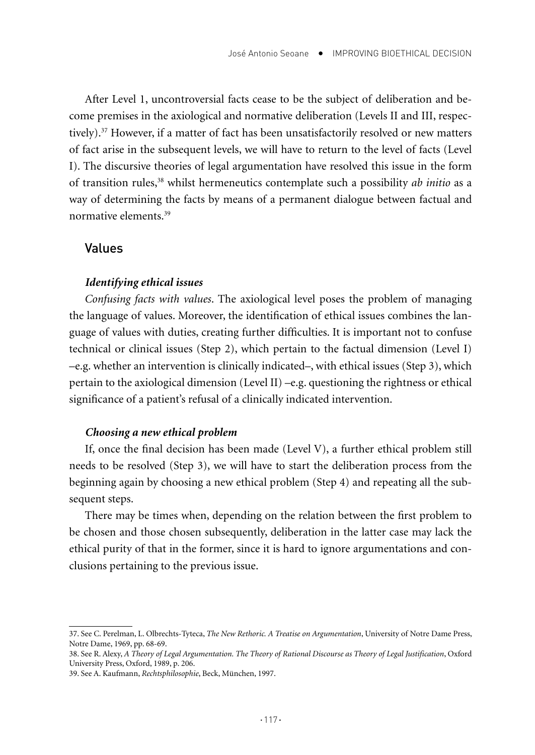After Level 1, uncontroversial facts cease to be the subject of deliberation and become premises in the axiological and normative deliberation (Levels II and III, respectively).[37] However, if a matter of fact has been unsatisfactorily resolved or new matters of fact arise in the subsequent levels, we will have to return to the level of facts (Level I). The discursive theories of legal argumentation have resolved this issue in the form of transition rules,[38] whilst hermeneutics contemplate such a possibility *ab initio* as a way of determining the facts by means of a permanent dialogue between factual and normative elements.[39]

## Values

### *Identifying ethical issues*

*Confusing facts with values*. The axiological level poses the problem of managing the language of values. Moreover, the identification of ethical issues combines the language of values with duties, creating further difficulties. It is important not to confuse technical or clinical issues (Step 2), which pertain to the factual dimension (Level I) –e.g. whether an intervention is clinically indicated–, with ethical issues (Step 3), which pertain to the axiological dimension (Level II) –e.g. questioning the rightness or ethical significance of a patient's refusal of a clinically indicated intervention.

### *Choosing a new ethical problem*

If, once the final decision has been made (Level V), a further ethical problem still needs to be resolved (Step 3), we will have to start the deliberation process from the beginning again by choosing a new ethical problem (Step 4) and repeating all the subsequent steps.

There may be times when, depending on the relation between the first problem to be chosen and those chosen subsequently, deliberation in the latter case may lack the ethical purity of that in the former, since it is hard to ignore argumentations and conclusions pertaining to the previous issue.

---

37. See C. Perelman, L. Olbrechts-Tyteca, *The New Rethoric. A Treatise on Argumentation*, University of Notre Dame Press, Notre Dame, 1969, pp. 68-69.

38. See R. Alexy, *A Theory of Legal Argumentation. The Theory of Rational Discourse as Theory of Legal Justification*, Oxford University Press, Oxford, 1989, p. 206.

39. See A. Kaufmann, *Rechtsphilosophie*, Beck, München, 1997.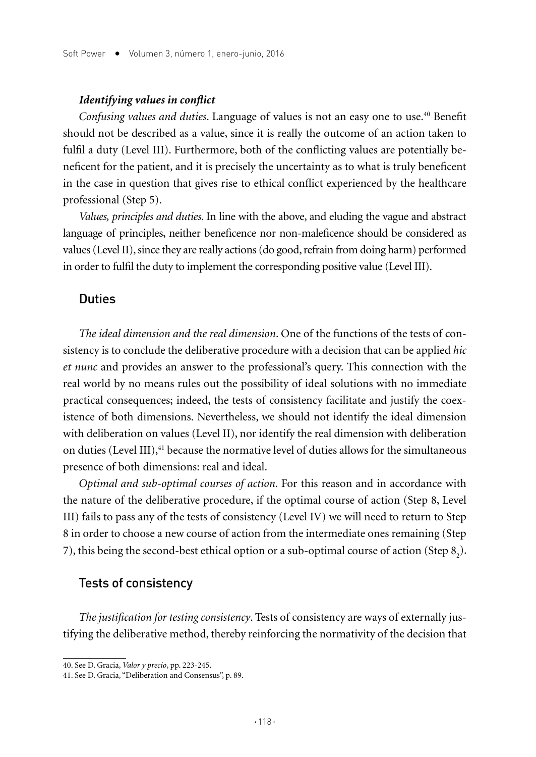#### *Identifying values in conflict*

*Confusing values and duties*. Language of values is not an easy one to use.[40] Benefit should not be described as a value, since it is really the outcome of an action taken to fulfil a duty (Level III). Furthermore, both of the conflicting values are potentially beneficent for the patient, and it is precisely the uncertainty as to what is truly beneficent in the case in question that gives rise to ethical conflict experienced by the healthcare professional (Step 5).

*Values, principles and duties*. In line with the above, and eluding the vague and abstract language of principles, neither beneficence nor non-maleficence should be considered as values (Level II), since they are really actions (do good, refrain from doing harm) performed in order to fulfil the duty to implement the corresponding positive value (Level III).

### Duties

*The ideal dimension and the real dimension*. One of the functions of the tests of consistency is to conclude the deliberative procedure with a decision that can be applied *hic et nunc* and provides an answer to the professional's query. This connection with the real world by no means rules out the possibility of ideal solutions with no immediate practical consequences; indeed, the tests of consistency facilitate and justify the coexistence of both dimensions. Nevertheless, we should not identify the ideal dimension with deliberation on values (Level II), nor identify the real dimension with deliberation on duties (Level III),[41] because the normative level of duties allows for the simultaneous presence of both dimensions: real and ideal.

*Optimal and sub-optimal courses of action*. For this reason and in accordance with the nature of the deliberative procedure, if the optimal course of action (Step 8, Level III) fails to pass any of the tests of consistency (Level IV) we will need to return to Step 8 in order to choose a new course of action from the intermediate ones remaining (Step 7), this being the second-best ethical option or a sub-optimal course of action (Step $8_2$).

### Tests of consistency

*The justification for testing consistency*. Tests of consistency are ways of externally justifying the deliberative method, thereby reinforcing the normativity of the decision that

40. See D. Gracia, *Valor y precio*, pp. 223-245.

41. See D. Gracia, "Deliberation and Consensus", p. 89.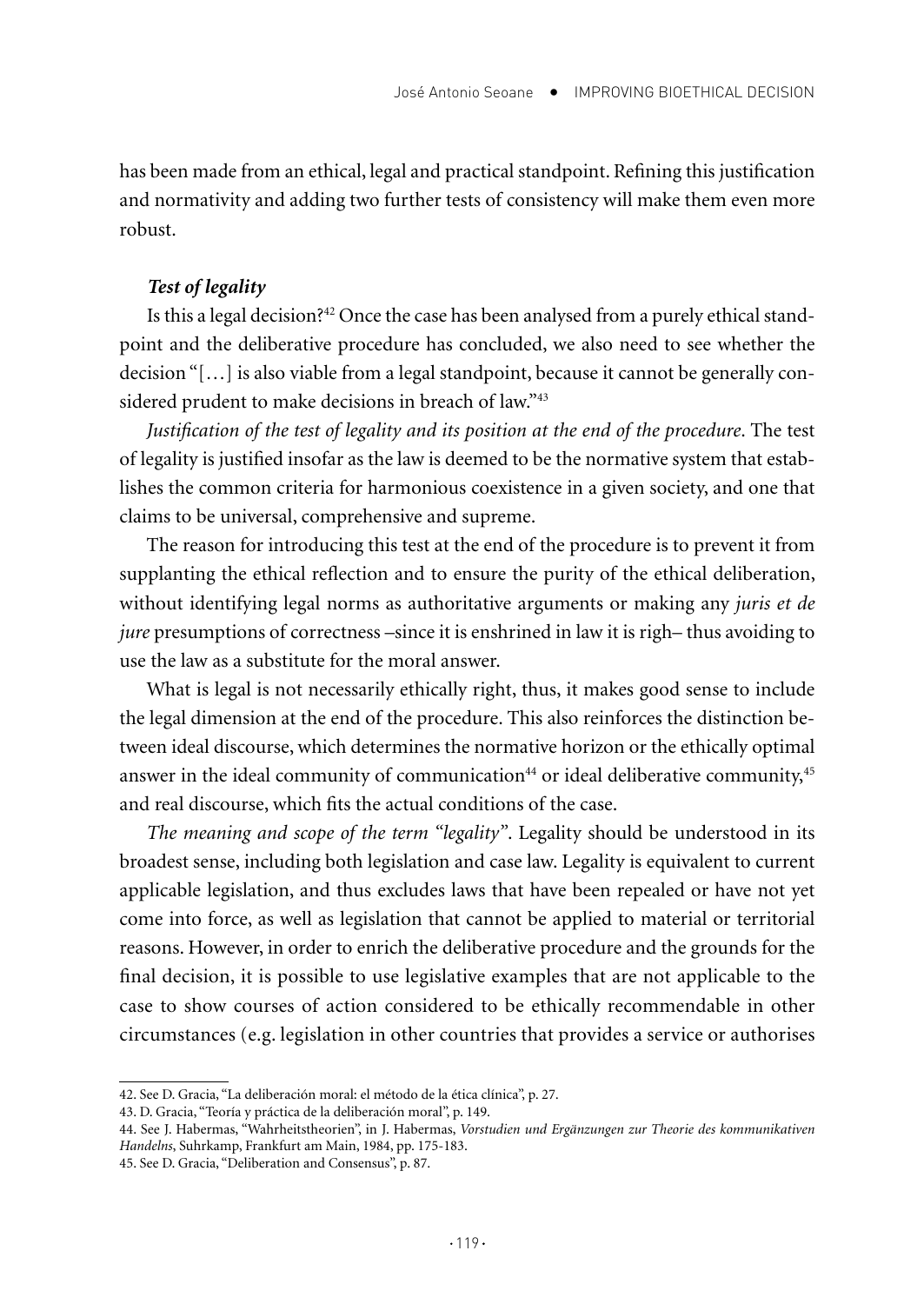has been made from an ethical, legal and practical standpoint. Refining this justification and normativity and adding two further tests of consistency will make them even more robust.

### *Test of legality*

Is this a legal decision?[42] Once the case has been analysed from a purely ethical standpoint and the deliberative procedure has concluded, we also need to see whether the decision "[…] is also viable from a legal standpoint, because it cannot be generally considered prudent to make decisions in breach of law."[43]

*Justification of the test of legality and its position at the end of the procedure*. The test of legality is justified insofar as the law is deemed to be the normative system that establishes the common criteria for harmonious coexistence in a given society, and one that claims to be universal, comprehensive and supreme.

The reason for introducing this test at the end of the procedure is to prevent it from supplanting the ethical reflection and to ensure the purity of the ethical deliberation, without identifying legal norms as authoritative arguments or making any *juris et de jure* presumptions of correctness –since it is enshrined in law it is righ– thus avoiding to use the law as a substitute for the moral answer.

What is legal is not necessarily ethically right, thus, it makes good sense to include the legal dimension at the end of the procedure. This also reinforces the distinction between ideal discourse, which determines the normative horizon or the ethically optimal answer in the ideal community of communication[44] or ideal deliberative community,[45] and real discourse, which fits the actual conditions of the case.

*The meaning and scope of the term "legality"*. Legality should be understood in its broadest sense, including both legislation and case law. Legality is equivalent to current applicable legislation, and thus excludes laws that have been repealed or have not yet come into force, as well as legislation that cannot be applied to material or territorial reasons. However, in order to enrich the deliberative procedure and the grounds for the final decision, it is possible to use legislative examples that are not applicable to the case to show courses of action considered to be ethically recommendable in other circumstances (e.g. legislation in other countries that provides a service or authorises

---

42. See D. Gracia, "La deliberación moral: el método de la ética clínica", p. 27.

43. D. Gracia, "Teoría y práctica de la deliberación moral", p. 149.

44. See J. Habermas, "Wahrheitstheorien", in J. Habermas, *Vorstudien und Ergänzungen zur Theorie des kommunikativen Handelns*, Suhrkamp, Frankfurt am Main, 1984, pp. 175-183.

45. See D. Gracia, "Deliberation and Consensus", p. 87.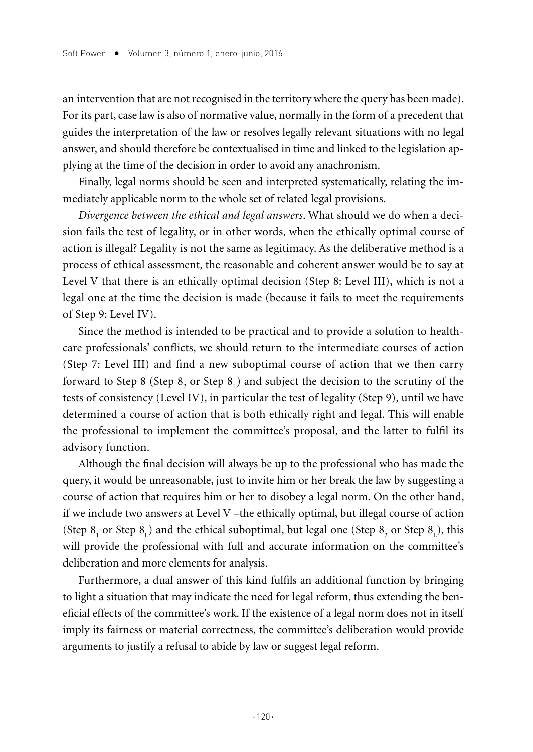an intervention that are not recognised in the territory where the query has been made). For its part, case law is also of normative value, normally in the form of a precedent that guides the interpretation of the law or resolves legally relevant situations with no legal answer, and should therefore be contextualised in time and linked to the legislation applying at the time of the decision in order to avoid any anachronism.

Finally, legal norms should be seen and interpreted systematically, relating the immediately applicable norm to the whole set of related legal provisions.

*Divergence between the ethical and legal answers*. What should we do when a decision fails the test of legality, or in other words, when the ethically optimal course of action is illegal? Legality is not the same as legitimacy. As the deliberative method is a process of ethical assessment, the reasonable and coherent answer would be to say at Level V that there is an ethically optimal decision (Step 8: Level III), which is not a legal one at the time the decision is made (because it fails to meet the requirements of Step 9: Level IV).

Since the method is intended to be practical and to provide a solution to healthcare professionals' conflicts, we should return to the intermediate courses of action (Step 7: Level III) and find a new suboptimal course of action that we then carry forward to Step 8 (Step $8_2$ or Step $8_L$) and subject the decision to the scrutiny of the tests of consistency (Level IV), in particular the test of legality (Step 9), until we have determined a course of action that is both ethically right and legal. This will enable the professional to implement the committee's proposal, and the latter to fulfil its advisory function.

Although the final decision will always be up to the professional who has made the query, it would be unreasonable, just to invite him or her break the law by suggesting a course of action that requires him or her to disobey a legal norm. On the other hand, if we include two answers at Level V –the ethically optimal, but illegal course of action (Step $8_1$ or Step $8_L$) and the ethical suboptimal, but legal one (Step $8_2$ or Step $8_L$), this will provide the professional with full and accurate information on the committee's deliberation and more elements for analysis.

Furthermore, a dual answer of this kind fulfils an additional function by bringing to light a situation that may indicate the need for legal reform, thus extending the beneficial effects of the committee's work. If the existence of a legal norm does not in itself imply its fairness or material correctness, the committee's deliberation would provide arguments to justify a refusal to abide by law or suggest legal reform.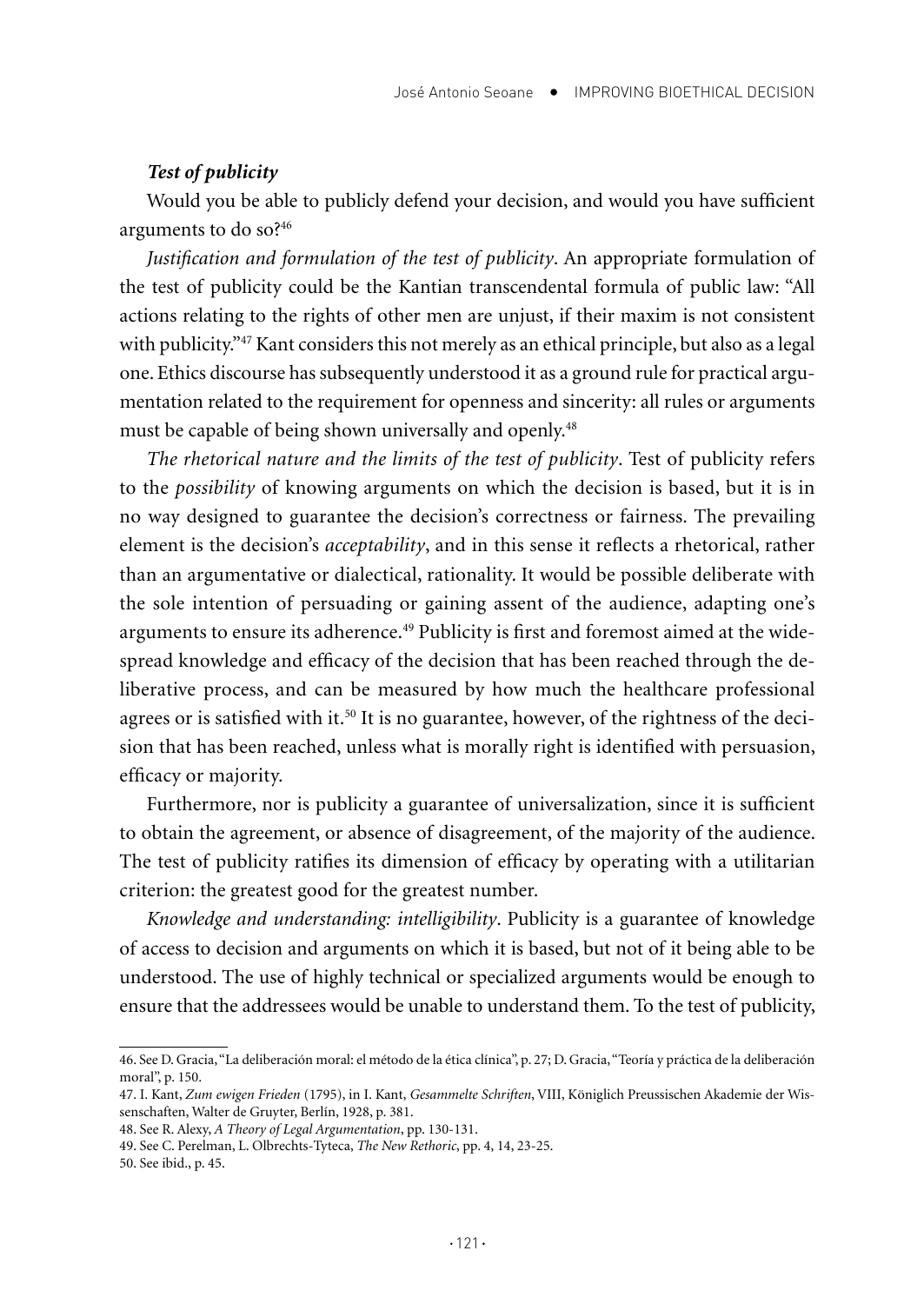***Test of publicity***

Would you be able to publicly defend your decision, and would you have sufficient arguments to do so?[46]

*Justification and formulation of the test of publicity*. An appropriate formulation of the test of publicity could be the Kantian transcendental formula of public law: "All actions relating to the rights of other men are unjust, if their maxim is not consistent with publicity."[47] Kant considers this not merely as an ethical principle, but also as a legal one. Ethics discourse has subsequently understood it as a ground rule for practical argumentation related to the requirement for openness and sincerity: all rules or arguments must be capable of being shown universally and openly.[48]

*The rhetorical nature and the limits of the test of publicity*. Test of publicity refers to the *possibility* of knowing arguments on which the decision is based, but it is in no way designed to guarantee the decision's correctness or fairness. The prevailing element is the decision's *acceptability*, and in this sense it reflects a rhetorical, rather than an argumentative or dialectical, rationality. It would be possible deliberate with the sole intention of persuading or gaining assent of the audience, adapting one's arguments to ensure its adherence.[49] Publicity is first and foremost aimed at the widespread knowledge and efficacy of the decision that has been reached through the deliberative process, and can be measured by how much the healthcare professional agrees or is satisfied with it.[50] It is no guarantee, however, of the rightness of the decision that has been reached, unless what is morally right is identified with persuasion, efficacy or majority.

Furthermore, nor is publicity a guarantee of universalization, since it is sufficient to obtain the agreement, or absence of disagreement, of the majority of the audience. The test of publicity ratifies its dimension of efficacy by operating with a utilitarian criterion: the greatest good for the greatest number.

*Knowledge and understanding: intelligibility*. Publicity is a guarantee of knowledge of access to decision and arguments on which it is based, but not of it being able to be understood. The use of highly technical or specialized arguments would be enough to ensure that the addressees would be unable to understand them. To the test of publicity,

---

46. See D. Gracia, "La deliberación moral: el método de la ética clínica", p. 27; D. Gracia, "Teoría y práctica de la deliberación moral", p. 150.

47. I. Kant, *Zum ewigen Frieden* (1795), in I. Kant, *Gesammelte Schriften*, VIII, Königlich Preussischen Akademie der Wissenschaften, Walter de Gruyter, Berlín, 1928, p. 381.

48. See R. Alexy, *A Theory of Legal Argumentation*, pp. 130-131.

49. See C. Perelman, L. Olbrechts-Tyteca, *The New Rethoric*, pp. 4, 14, 23-25.

50. See ibid., p. 45.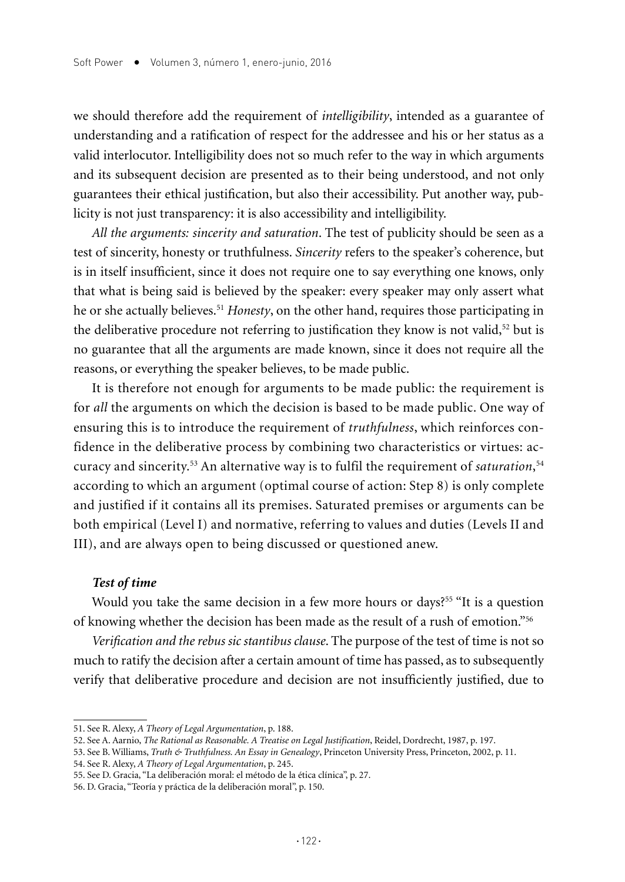we should therefore add the requirement of *intelligibility*, intended as a guarantee of understanding and a ratification of respect for the addressee and his or her status as a valid interlocutor. Intelligibility does not so much refer to the way in which arguments and its subsequent decision are presented as to their being understood, and not only guarantees their ethical justification, but also their accessibility. Put another way, publicity is not just transparency: it is also accessibility and intelligibility.

*All the arguments: sincerity and saturation*. The test of publicity should be seen as a test of sincerity, honesty or truthfulness. *Sincerity* refers to the speaker's coherence, but is in itself insufficient, since it does not require one to say everything one knows, only that what is being said is believed by the speaker: every speaker may only assert what he or she actually believes.[51] *Honesty*, on the other hand, requires those participating in the deliberative procedure not referring to justification they know is not valid,[52] but is no guarantee that all the arguments are made known, since it does not require all the reasons, or everything the speaker believes, to be made public.

It is therefore not enough for arguments to be made public: the requirement is for *all* the arguments on which the decision is based to be made public. One way of ensuring this is to introduce the requirement of *truthfulness*, which reinforces confidence in the deliberative process by combining two characteristics or virtues: accuracy and sincerity.[53] An alternative way is to fulfil the requirement of *saturation*,[54] according to which an argument (optimal course of action: Step 8) is only complete and justified if it contains all its premises. Saturated premises or arguments can be both empirical (Level I) and normative, referring to values and duties (Levels II and III), and are always open to being discussed or questioned anew.

#### *Test of time*

Would you take the same decision in a few more hours or days?[55] "It is a question of knowing whether the decision has been made as the result of a rush of emotion."[56]

*Verification and the rebus sic stantibus clause*. The purpose of the test of time is not so much to ratify the decision after a certain amount of time has passed, as to subsequently verify that deliberative procedure and decision are not insufficiently justified, due to

---

51. See R. Alexy, *A Theory of Legal Argumentation*, p. 188.
52. See A. Aarnio, *The Rational as Reasonable. A Treatise on Legal Justification*, Reidel, Dordrecht, 1987, p. 197.
53. See B. Williams, *Truth & Truthfulness. An Essay in Genealogy*, Princeton University Press, Princeton, 2002, p. 11.
54. See R. Alexy, *A Theory of Legal Argumentation*, p. 245.
55. See D. Gracia, "La deliberación moral: el método de la ética clínica", p. 27.
56. D. Gracia, "Teoría y práctica de la deliberación moral", p. 150.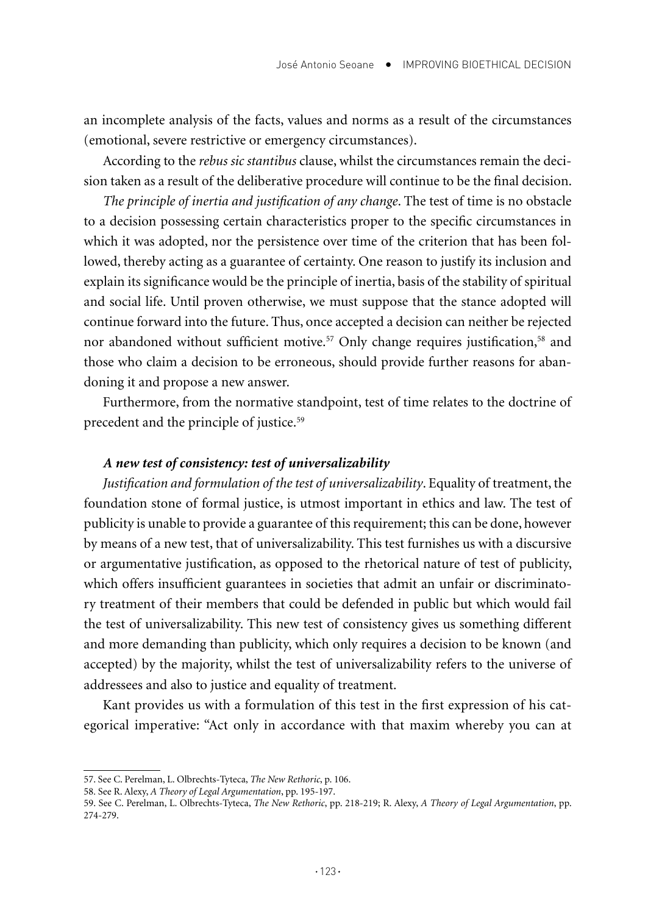an incomplete analysis of the facts, values and norms as a result of the circumstances (emotional, severe restrictive or emergency circumstances).

According to the *rebus sic stantibus* clause, whilst the circumstances remain the decision taken as a result of the deliberative procedure will continue to be the final decision.

*The principle of inertia and justification of any change*. The test of time is no obstacle to a decision possessing certain characteristics proper to the specific circumstances in which it was adopted, nor the persistence over time of the criterion that has been followed, thereby acting as a guarantee of certainty. One reason to justify its inclusion and explain its significance would be the principle of inertia, basis of the stability of spiritual and social life. Until proven otherwise, we must suppose that the stance adopted will continue forward into the future. Thus, once accepted a decision can neither be rejected nor abandoned without sufficient motive.[57] Only change requires justification,[58] and those who claim a decision to be erroneous, should provide further reasons for abandoning it and propose a new answer.

Furthermore, from the normative standpoint, test of time relates to the doctrine of precedent and the principle of justice.[59]

### *A new test of consistency: test of universalizability*

*Justification and formulation of the test of universalizability*. Equality of treatment, the foundation stone of formal justice, is utmost important in ethics and law. The test of publicity is unable to provide a guarantee of this requirement; this can be done, however by means of a new test, that of universalizability. This test furnishes us with a discursive or argumentative justification, as opposed to the rhetorical nature of test of publicity, which offers insufficient guarantees in societies that admit an unfair or discriminatory treatment of their members that could be defended in public but which would fail the test of universalizability. This new test of consistency gives us something different and more demanding than publicity, which only requires a decision to be known (and accepted) by the majority, whilst the test of universalizability refers to the universe of addressees and also to justice and equality of treatment.

Kant provides us with a formulation of this test in the first expression of his categorical imperative: "Act only in accordance with that maxim whereby you can at

57. See C. Perelman, L. Olbrechts-Tyteca, *The New Rethoric*, p. 106.

58. See R. Alexy, *A Theory of Legal Argumentation*, pp. 195-197.

59. See C. Perelman, L. Olbrechts-Tyteca, *The New Rethoric*, pp. 218-219; R. Alexy, *A Theory of Legal Argumentation*, pp. 274-279.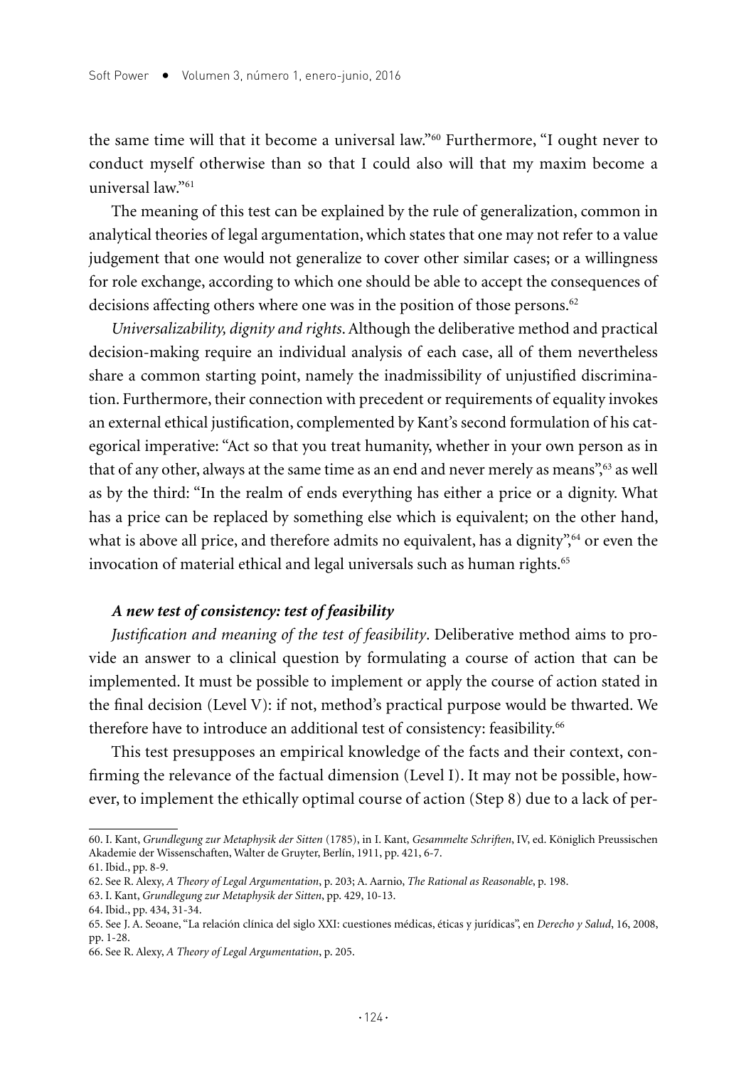the same time will that it become a universal law."[60] Furthermore, "I ought never to conduct myself otherwise than so that I could also will that my maxim become a universal law."[61]

The meaning of this test can be explained by the rule of generalization, common in analytical theories of legal argumentation, which states that one may not refer to a value judgement that one would not generalize to cover other similar cases; or a willingness for role exchange, according to which one should be able to accept the consequences of decisions affecting others where one was in the position of those persons.[62]

*Universalizability, dignity and rights*. Although the deliberative method and practical decision-making require an individual analysis of each case, all of them nevertheless share a common starting point, namely the inadmissibility of unjustified discrimination. Furthermore, their connection with precedent or requirements of equality invokes an external ethical justification, complemented by Kant's second formulation of his categorical imperative: "Act so that you treat humanity, whether in your own person as in that of any other, always at the same time as an end and never merely as means",[63] as well as by the third: "In the realm of ends everything has either a price or a dignity. What has a price can be replaced by something else which is equivalent; on the other hand, what is above all price, and therefore admits no equivalent, has a dignity",[64] or even the invocation of material ethical and legal universals such as human rights.[65]

### *A new test of consistency: test of feasibility*

*Justification and meaning of the test of feasibility*. Deliberative method aims to provide an answer to a clinical question by formulating a course of action that can be implemented. It must be possible to implement or apply the course of action stated in the final decision (Level V): if not, method's practical purpose would be thwarted. We therefore have to introduce an additional test of consistency: feasibility.[66]

This test presupposes an empirical knowledge of the facts and their context, confirming the relevance of the factual dimension (Level I). It may not be possible, however, to implement the ethically optimal course of action (Step 8) due to a lack of per-

---

60. I. Kant, *Grundlegung zur Metaphysik der Sitten* (1785), in I. Kant, *Gesammelte Schriften*, IV, ed. Königlich Preussischen Akademie der Wissenschaften, Walter de Gruyter, Berlín, 1911, pp. 421, 6-7.

61. Ibid., pp. 8-9.

62. See R. Alexy, *A Theory of Legal Argumentation*, p. 203; A. Aarnio, *The Rational as Reasonable*, p. 198.

63. I. Kant, *Grundlegung zur Metaphysik der Sitten*, pp. 429, 10-13.

64. Ibid., pp. 434, 31-34.

65. See J. A. Seoane, "La relación clínica del siglo XXI: cuestiones médicas, éticas y jurídicas", en *Derecho y Salud*, 16, 2008, pp. 1-28.

66. See R. Alexy, *A Theory of Legal Argumentation*, p. 205.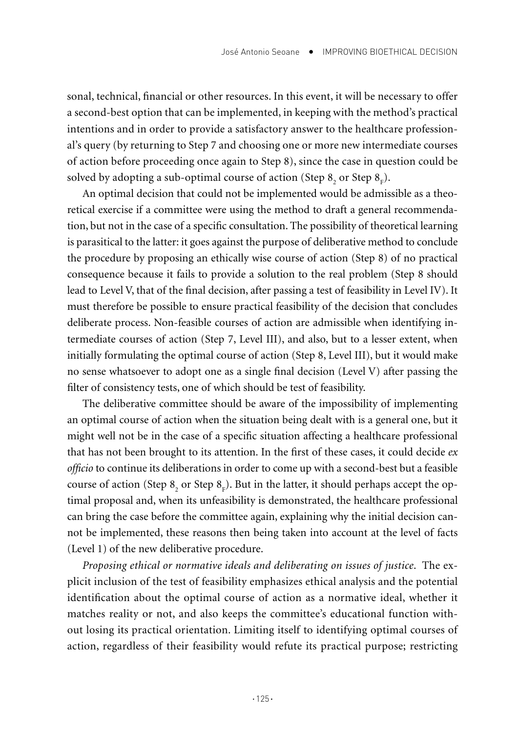sonal, technical, financial or other resources. In this event, it will be necessary to offer a second-best option that can be implemented, in keeping with the method's practical intentions and in order to provide a satisfactory answer to the healthcare professional's query (by returning to Step 7 and choosing one or more new intermediate courses of action before proceeding once again to Step 8), since the case in question could be solved by adopting a sub-optimal course of action (Step $8_2$ or Step $8_F$).

An optimal decision that could not be implemented would be admissible as a theoretical exercise if a committee were using the method to draft a general recommendation, but not in the case of a specific consultation. The possibility of theoretical learning is parasitical to the latter: it goes against the purpose of deliberative method to conclude the procedure by proposing an ethically wise course of action (Step 8) of no practical consequence because it fails to provide a solution to the real problem (Step 8 should lead to Level V, that of the final decision, after passing a test of feasibility in Level IV). It must therefore be possible to ensure practical feasibility of the decision that concludes deliberate process. Non-feasible courses of action are admissible when identifying intermediate courses of action (Step 7, Level III), and also, but to a lesser extent, when initially formulating the optimal course of action (Step 8, Level III), but it would make no sense whatsoever to adopt one as a single final decision (Level V) after passing the filter of consistency tests, one of which should be test of feasibility.

The deliberative committee should be aware of the impossibility of implementing an optimal course of action when the situation being dealt with is a general one, but it might well not be in the case of a specific situation affecting a healthcare professional that has not been brought to its attention. In the first of these cases, it could decide *ex officio* to continue its deliberations in order to come up with a second-best but a feasible course of action (Step $8_2$ or Step $8_F$). But in the latter, it should perhaps accept the optimal proposal and, when its unfeasibility is demonstrated, the healthcare professional can bring the case before the committee again, explaining why the initial decision cannot be implemented, these reasons then being taken into account at the level of facts (Level 1) of the new deliberative procedure.

*Proposing ethical or normative ideals and deliberating on issues of justice.* The explicit inclusion of the test of feasibility emphasizes ethical analysis and the potential identification about the optimal course of action as a normative ideal, whether it matches reality or not, and also keeps the committee's educational function without losing its practical orientation. Limiting itself to identifying optimal courses of action, regardless of their feasibility would refute its practical purpose; restricting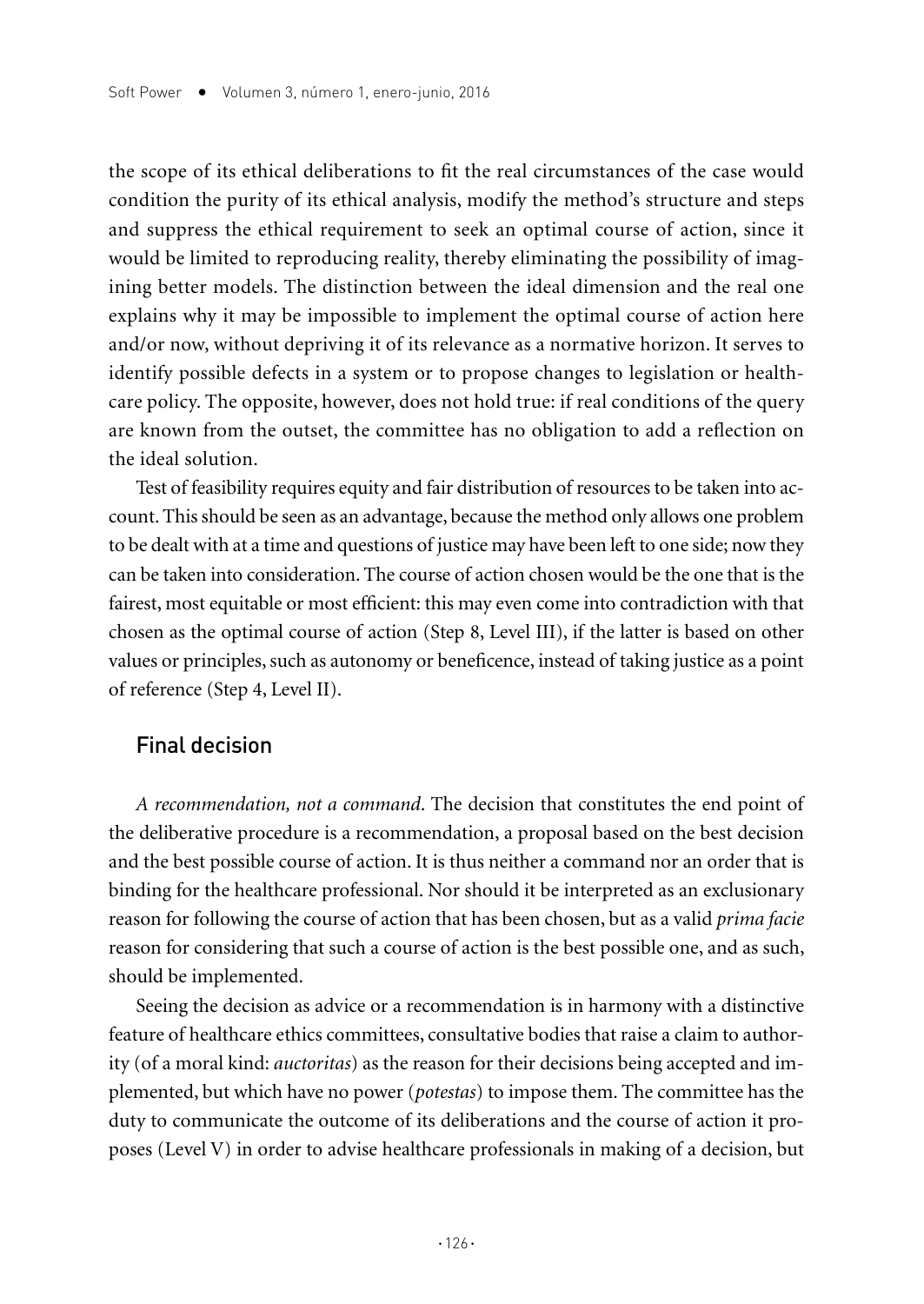the scope of its ethical deliberations to fit the real circumstances of the case would condition the purity of its ethical analysis, modify the method's structure and steps and suppress the ethical requirement to seek an optimal course of action, since it would be limited to reproducing reality, thereby eliminating the possibility of imagining better models. The distinction between the ideal dimension and the real one explains why it may be impossible to implement the optimal course of action here and/or now, without depriving it of its relevance as a normative horizon. It serves to identify possible defects in a system or to propose changes to legislation or healthcare policy. The opposite, however, does not hold true: if real conditions of the query are known from the outset, the committee has no obligation to add a reflection on the ideal solution.

Test of feasibility requires equity and fair distribution of resources to be taken into account. This should be seen as an advantage, because the method only allows one problem to be dealt with at a time and questions of justice may have been left to one side; now they can be taken into consideration. The course of action chosen would be the one that is the fairest, most equitable or most efficient: this may even come into contradiction with that chosen as the optimal course of action (Step 8, Level III), if the latter is based on other values or principles, such as autonomy or beneficence, instead of taking justice as a point of reference (Step 4, Level II).

## Final decision

*A recommendation, not a command*. The decision that constitutes the end point of the deliberative procedure is a recommendation, a proposal based on the best decision and the best possible course of action. It is thus neither a command nor an order that is binding for the healthcare professional. Nor should it be interpreted as an exclusionary reason for following the course of action that has been chosen, but as a valid *prima facie* reason for considering that such a course of action is the best possible one, and as such, should be implemented.

Seeing the decision as advice or a recommendation is in harmony with a distinctive feature of healthcare ethics committees, consultative bodies that raise a claim to authority (of a moral kind: *auctoritas*) as the reason for their decisions being accepted and implemented, but which have no power (*potestas*) to impose them. The committee has the duty to communicate the outcome of its deliberations and the course of action it proposes (Level V) in order to advise healthcare professionals in making of a decision, but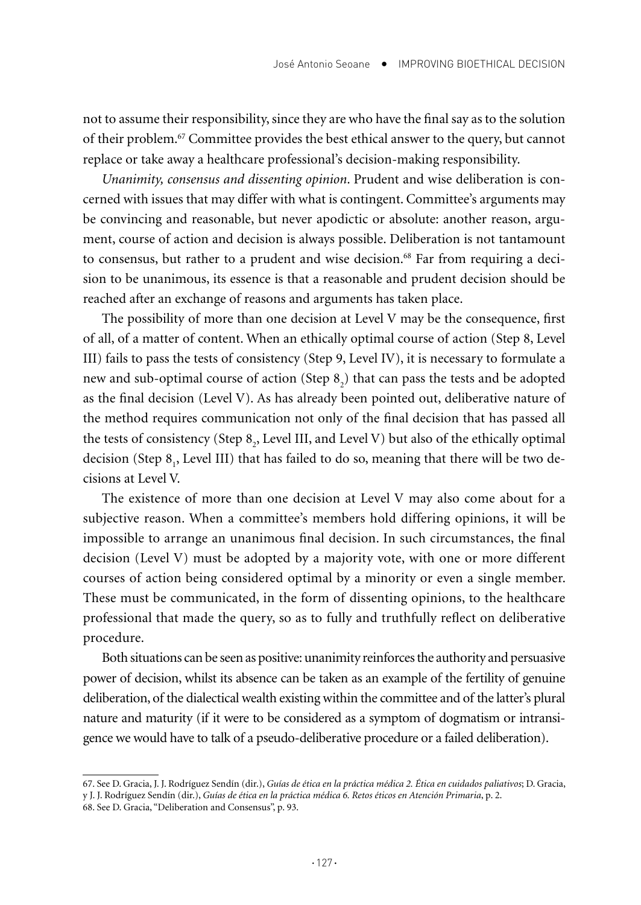not to assume their responsibility, since they are who have the final say as to the solution of their problem.[67] Committee provides the best ethical answer to the query, but cannot replace or take away a healthcare professional's decision-making responsibility.

*Unanimity, consensus and dissenting opinion*. Prudent and wise deliberation is concerned with issues that may differ with what is contingent. Committee's arguments may be convincing and reasonable, but never apodictic or absolute: another reason, argument, course of action and decision is always possible. Deliberation is not tantamount to consensus, but rather to a prudent and wise decision.[68] Far from requiring a decision to be unanimous, its essence is that a reasonable and prudent decision should be reached after an exchange of reasons and arguments has taken place.

The possibility of more than one decision at Level V may be the consequence, first of all, of a matter of content. When an ethically optimal course of action (Step 8, Level III) fails to pass the tests of consistency (Step 9, Level IV), it is necessary to formulate a new and sub-optimal course of action (Step $8_2$) that can pass the tests and be adopted as the final decision (Level V). As has already been pointed out, deliberative nature of the method requires communication not only of the final decision that has passed all the tests of consistency (Step $8_2$, Level III, and Level V) but also of the ethically optimal decision (Step $8_1$, Level III) that has failed to do so, meaning that there will be two decisions at Level V.

The existence of more than one decision at Level V may also come about for a subjective reason. When a committee's members hold differing opinions, it will be impossible to arrange an unanimous final decision. In such circumstances, the final decision (Level V) must be adopted by a majority vote, with one or more different courses of action being considered optimal by a minority or even a single member. These must be communicated, in the form of dissenting opinions, to the healthcare professional that made the query, so as to fully and truthfully reflect on deliberative procedure.

Both situations can be seen as positive: unanimity reinforces the authority and persuasive power of decision, whilst its absence can be taken as an example of the fertility of genuine deliberation, of the dialectical wealth existing within the committee and of the latter's plural nature and maturity (if it were to be considered as a symptom of dogmatism or intransigence we would have to talk of a pseudo-deliberative procedure or a failed deliberation).

---

67. See D. Gracia, J. J. Rodríguez Sendín (dir.), *Guías de ética en la práctica médica 2. Ética en cuidados paliativos*; D. Gracia, y J. J. Rodríguez Sendín (dir.), *Guías de ética en la práctica médica 6. Retos éticos en Atención Primaria*, p. 2.

68. See D. Gracia, "Deliberation and Consensus", p. 93.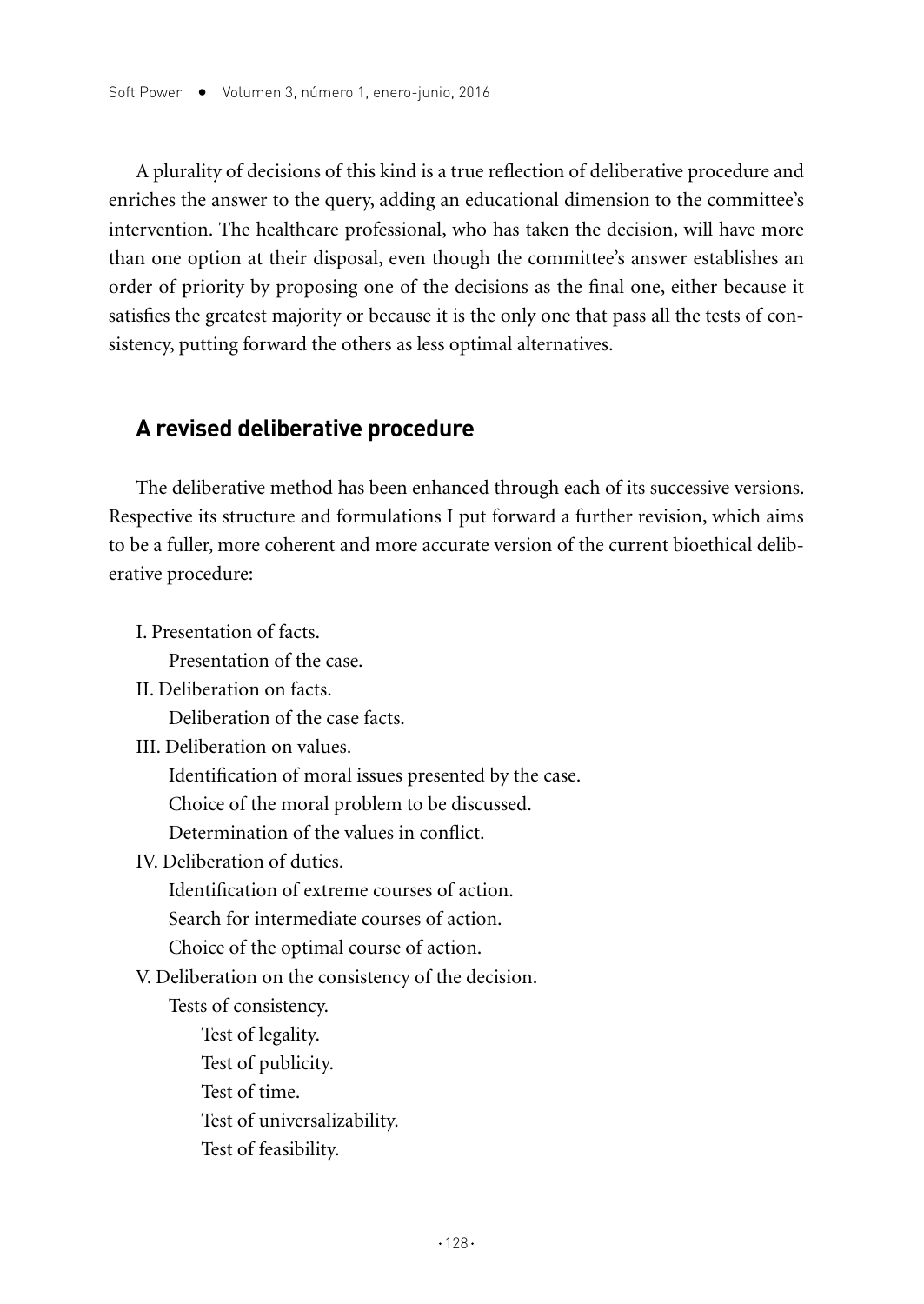A plurality of decisions of this kind is a true reflection of deliberative procedure and enriches the answer to the query, adding an educational dimension to the committee's intervention. The healthcare professional, who has taken the decision, will have more than one option at their disposal, even though the committee's answer establishes an order of priority by proposing one of the decisions as the final one, either because it satisfies the greatest majority or because it is the only one that pass all the tests of consistency, putting forward the others as less optimal alternatives.

## A revised deliberative procedure

The deliberative method has been enhanced through each of its successive versions. Respective its structure and formulations I put forward a further revision, which aims to be a fuller, more coherent and more accurate version of the current bioethical deliberative procedure:

- I. Presentation of facts.
  - Presentation of the case.
- II. Deliberation on facts.
  - Deliberation of the case facts.
- III. Deliberation on values.
  - Identification of moral issues presented by the case.
  - Choice of the moral problem to be discussed.
  - Determination of the values in conflict.
- IV. Deliberation of duties.
  - Identification of extreme courses of action.
  - Search for intermediate courses of action.
  - Choice of the optimal course of action.
- V. Deliberation on the consistency of the decision.
  - Tests of consistency.
    - Test of legality.
    - Test of publicity.
    - Test of time.
    - Test of universalizability.
    - Test of feasibility.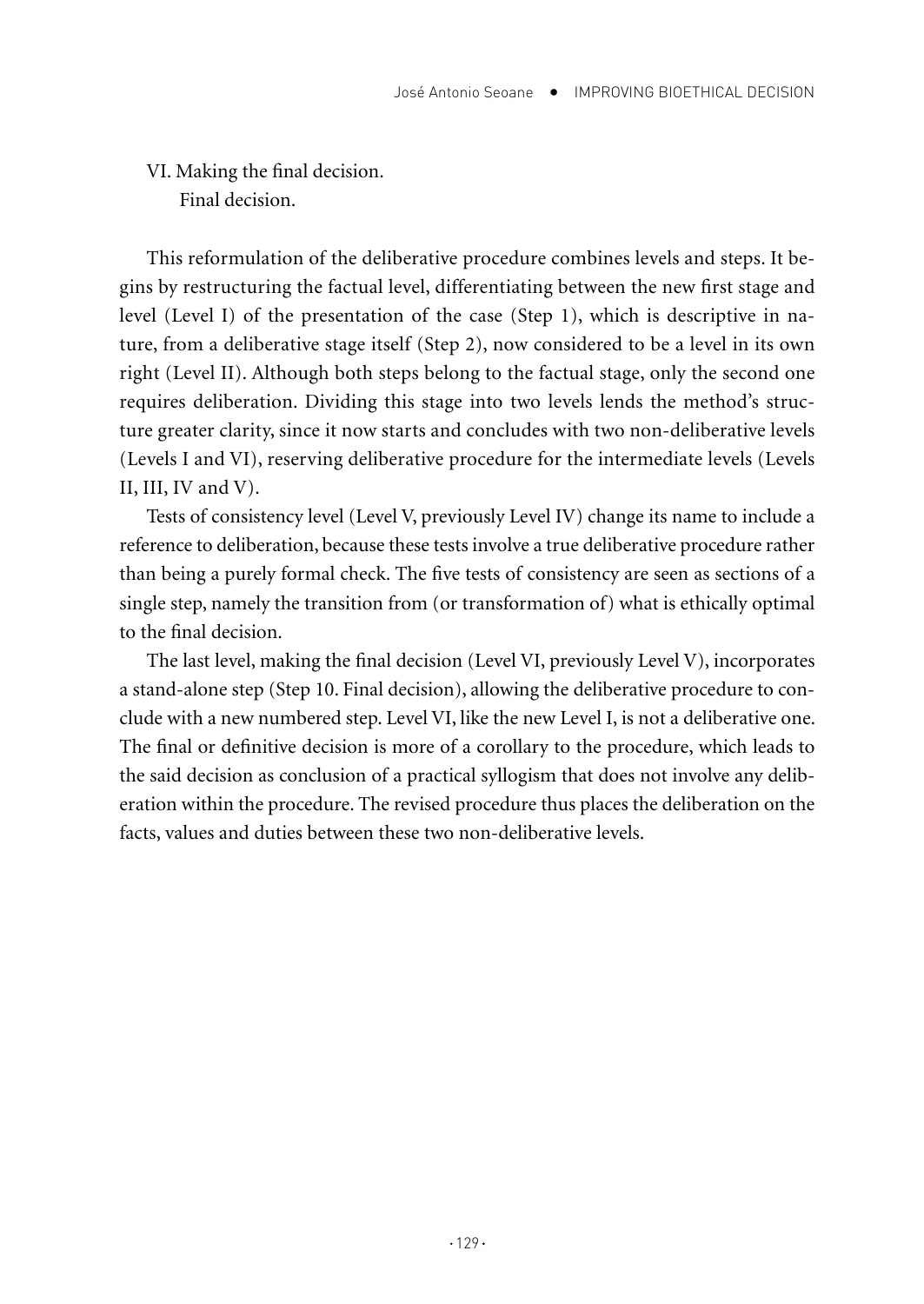VI. Making the final decision.
  Final decision.

This reformulation of the deliberative procedure combines levels and steps. It begins by restructuring the factual level, differentiating between the new first stage and level (Level I) of the presentation of the case (Step 1), which is descriptive in nature, from a deliberative stage itself (Step 2), now considered to be a level in its own right (Level II). Although both steps belong to the factual stage, only the second one requires deliberation. Dividing this stage into two levels lends the method's structure greater clarity, since it now starts and concludes with two non-deliberative levels (Levels I and VI), reserving deliberative procedure for the intermediate levels (Levels II, III, IV and V).

Tests of consistency level (Level V, previously Level IV) change its name to include a reference to deliberation, because these tests involve a true deliberative procedure rather than being a purely formal check. The five tests of consistency are seen as sections of a single step, namely the transition from (or transformation of) what is ethically optimal to the final decision.

The last level, making the final decision (Level VI, previously Level V), incorporates a stand-alone step (Step 10. Final decision), allowing the deliberative procedure to conclude with a new numbered step. Level VI, like the new Level I, is not a deliberative one. The final or definitive decision is more of a corollary to the procedure, which leads to the said decision as conclusion of a practical syllogism that does not involve any deliberation within the procedure. The revised procedure thus places the deliberation on the facts, values and duties between these two non-deliberative levels.